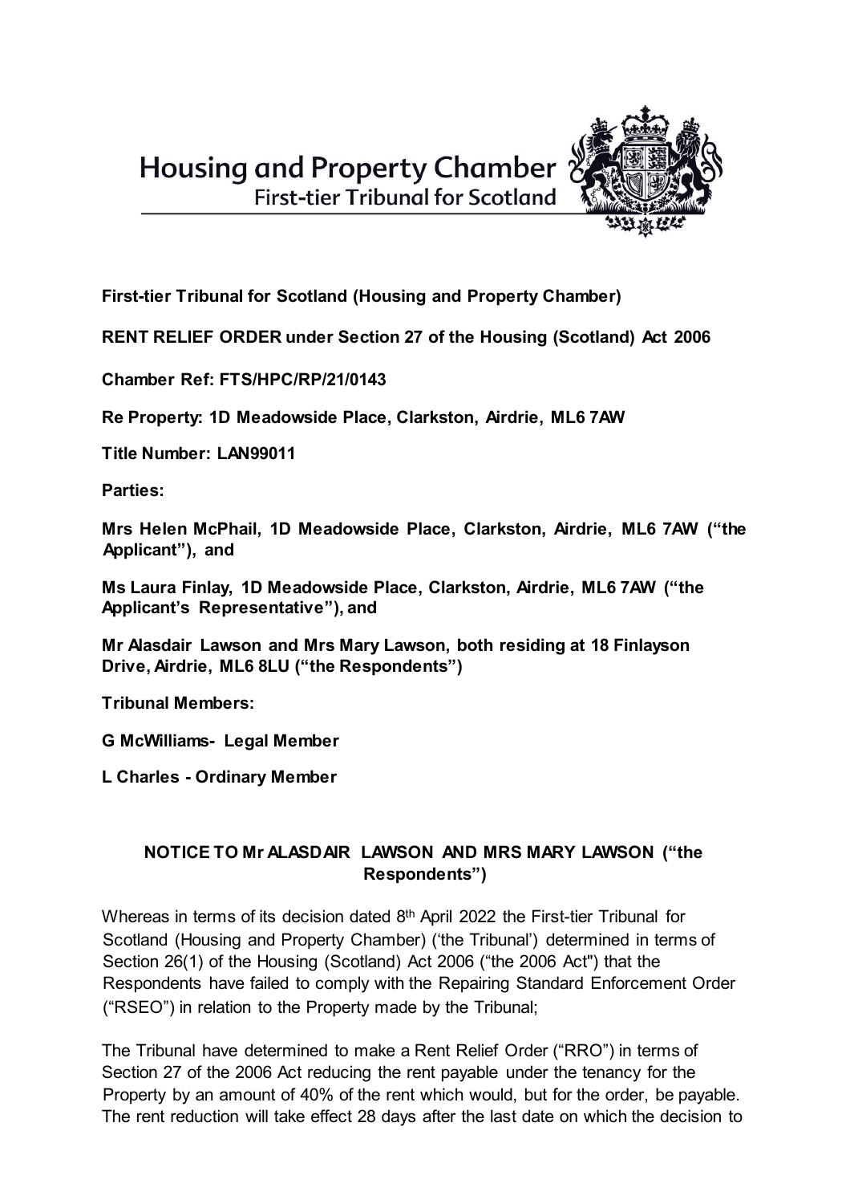**Housing and Property Chamber**
First-tier Tribunal for Scotland

**First-tier Tribunal for Scotland (Housing and Property Chamber)**

**RENT RELIEF ORDER under Section 27 of the Housing (Scotland) Act 2006**

**Chamber Ref: FTS/HPC/RP/21/0143**

**Re Property: 1D Meadowside Place, Clarkston, Airdrie, ML6 7AW**

**Title Number: LAN99011**

**Parties:**

**Mrs Helen McPhail, 1D Meadowside Place, Clarkston, Airdrie, ML6 7AW ("the Applicant"), and**

**Ms Laura Finlay, 1D Meadowside Place, Clarkston, Airdrie, ML6 7AW ("the Applicant's Representative"), and**

**Mr Alasdair Lawson and Mrs Mary Lawson, both residing at 18 Finlayson Drive, Airdrie, ML6 8LU ("the Respondents")**

**Tribunal Members:**

**G McWilliams- Legal Member**

**L Charles - Ordinary Member**

**NOTICE TO Mr ALASDAIR LAWSON AND MRS MARY LAWSON ("the Respondents")**

Whereas in terms of its decision dated 8th April 2022 the First-tier Tribunal for Scotland (Housing and Property Chamber) ('the Tribunal') determined in terms of Section 26(1) of the Housing (Scotland) Act 2006 ("the 2006 Act") that the Respondents have failed to comply with the Repairing Standard Enforcement Order ("RSEO") in relation to the Property made by the Tribunal;

The Tribunal have determined to make a Rent Relief Order ("RRO") in terms of Section 27 of the 2006 Act reducing the rent payable under the tenancy for the Property by an amount of 40% of the rent which would, but for the order, be payable. The rent reduction will take effect 28 days after the last date on which the decision to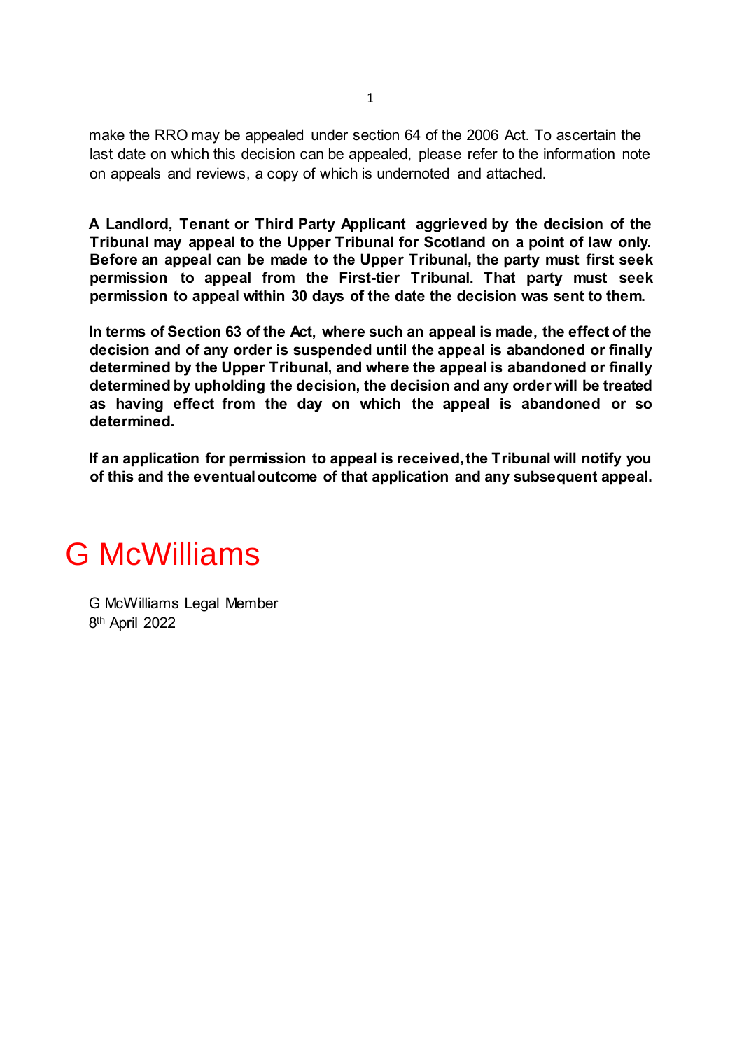make the RRO may be appealed under section 64 of the 2006 Act. To ascertain the last date on which this decision can be appealed, please refer to the information note on appeals and reviews, a copy of which is undernoted and attached.

**A Landlord, Tenant or Third Party Applicant aggrieved by the decision of the Tribunal may appeal to the Upper Tribunal for Scotland on a point of law only. Before an appeal can be made to the Upper Tribunal, the party must first seek permission to appeal from the First-tier Tribunal. That party must seek permission to appeal within 30 days of the date the decision was sent to them.**

**In terms of Section 63 of the Act, where such an appeal is made, the effect of the decision and of any order is suspended until the appeal is abandoned or finally determined by the Upper Tribunal, and where the appeal is abandoned or finally determined by upholding the decision, the decision and any order will be treated as having effect from the day on which the appeal is abandoned or so determined.**

**If an application for permission to appeal is received, the Tribunal will notify you of this and the eventual outcome of that application and any subsequent appeal.**

G McWilliams

G McWilliams Legal Member
8th April 2022